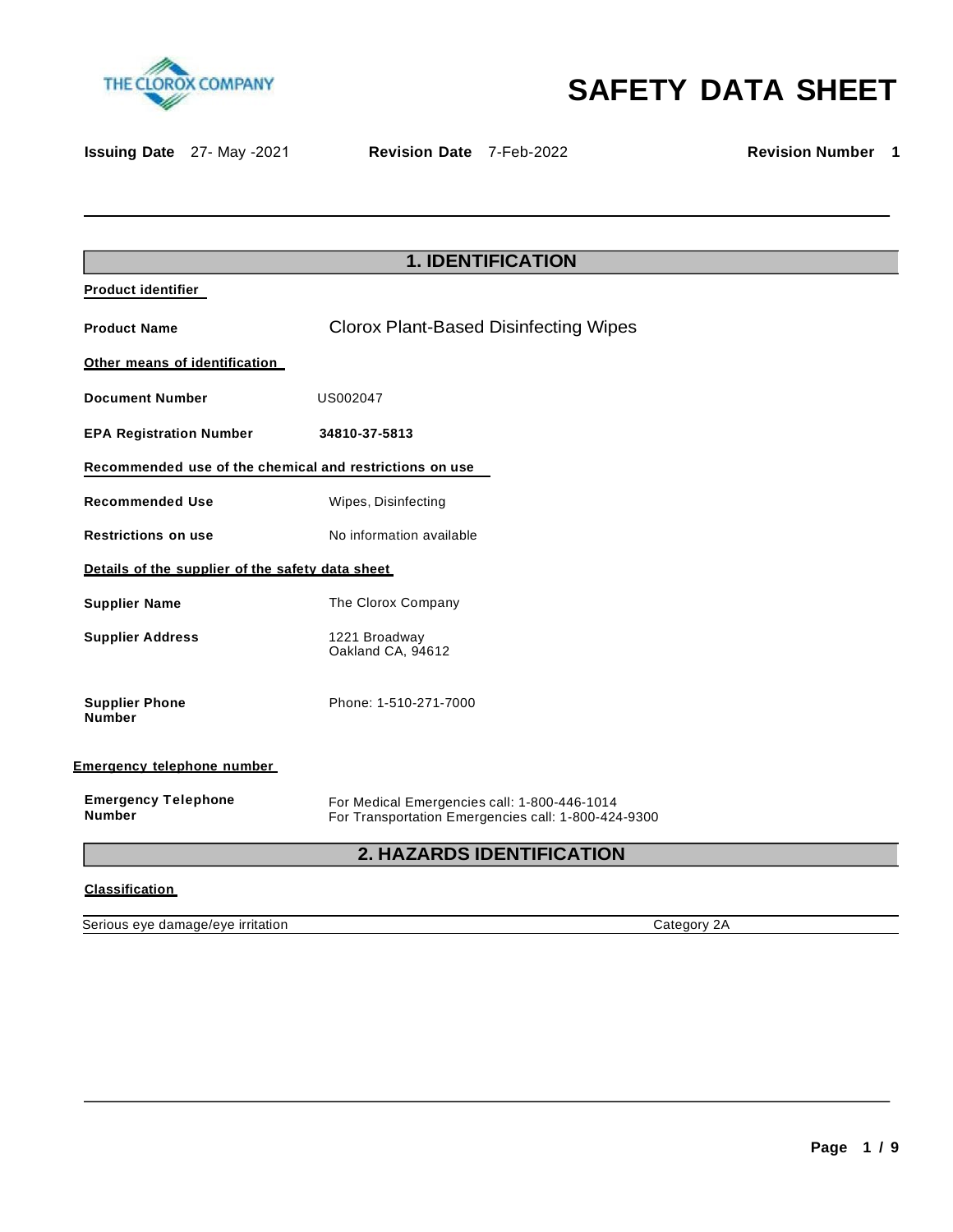# SAFETY DATA SHEET

**Issuing Date** 27- May -2021 **Revision Date** 7-Feb-2022 **Revision Number** 1

## 1. IDENTIFICATION

**Product identifier**

**Product Name** Clorox Plant-Based Disinfecting Wipes

**Other means of identification**

**Document Number** US002047

**EPA Registration Number** **34810-37-5813**

**Recommended use of the chemical and restrictions on use**

**Recommended Use** Wipes, Disinfecting

**Restrictions on use** No information available

**Details of the supplier of the safety data sheet**

**Supplier Name** The Clorox Company

**Supplier Address** 1221 Broadway
Oakland CA, 94612

**Supplier Phone Number** Phone: 1-510-271-7000

**Emergency telephone number**

**Emergency Telephone Number** For Medical Emergencies call: 1-800-446-1014
For Transportation Emergencies call: 1-800-424-9300

## 2. HAZARDS IDENTIFICATION

**Classification**

| | |
|---|---|
| Serious eye damage/eye irritation | Category 2A |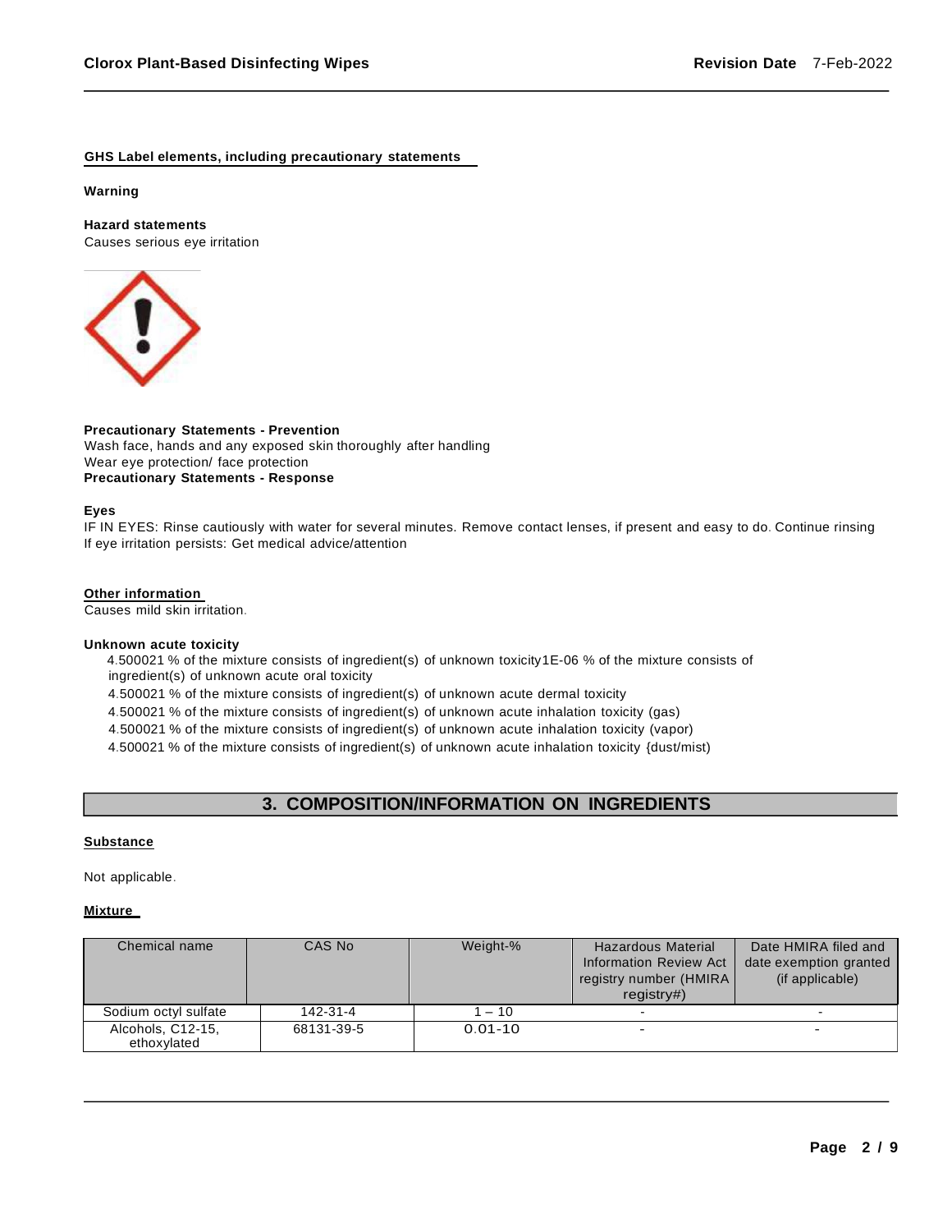**GHS Label elements, including precautionary statements**

**Warning**

**Hazard statements**
Causes serious eye irritation

**Precautionary Statements - Prevention**
Wash face, hands and any exposed skin thoroughly after handling
Wear eye protection/ face protection
**Precautionary Statements - Response**

**Eyes**
IF IN EYES: Rinse cautiously with water for several minutes. Remove contact lenses, if present and easy to do. Continue rinsing
If eye irritation persists: Get medical advice/attention

**Other information**
Causes mild skin irritation.

**Unknown acute toxicity**

4.500021 % of the mixture consists of ingredient(s) of unknown toxicity1E-06 % of the mixture consists of ingredient(s) of unknown acute oral toxicity
4.500021 % of the mixture consists of ingredient(s) of unknown acute dermal toxicity
4.500021 % of the mixture consists of ingredient(s) of unknown acute inhalation toxicity (gas)
4.500021 % of the mixture consists of ingredient(s) of unknown acute inhalation toxicity (vapor)
4.500021 % of the mixture consists of ingredient(s) of unknown acute inhalation toxicity {dust/mist)

## 3. COMPOSITION/INFORMATION ON INGREDIENTS

**Substance**

Not applicable.

**Mixture**

| Chemical name | CAS No | Weight-% | Hazardous Material Information Review Act registry number (HMIRA registry#) | Date HMIRA filed and date exemption granted (if applicable) |
|---|---|---|---|---|
| Sodium octyl sulfate | 142-31-4 | 1 – 10 | - | - |
| Alcohols, C12-15, ethoxylated | 68131-39-5 | 0.01-10 | - | - |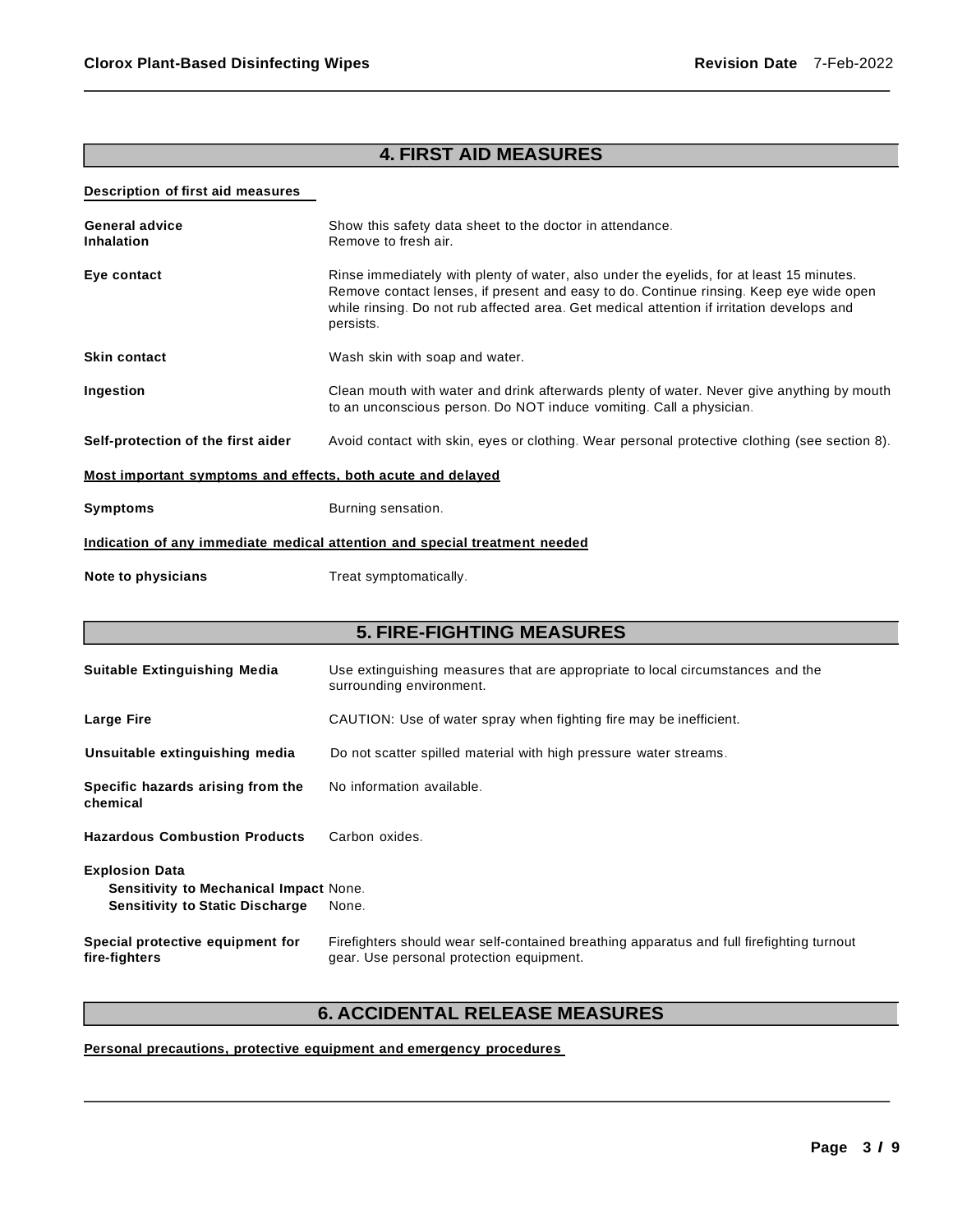## 4. FIRST AID MEASURES

**Description of first aid measures**

| | |
|---|---|
| **General advice** | Show this safety data sheet to the doctor in attendance. |
| **Inhalation** | Remove to fresh air. |
| **Eye contact** | Rinse immediately with plenty of water, also under the eyelids, for at least 15 minutes. Remove contact lenses, if present and easy to do. Continue rinsing. Keep eye wide open while rinsing. Do not rub affected area. Get medical attention if irritation develops and persists. |
| **Skin contact** | Wash skin with soap and water. |
| **Ingestion** | Clean mouth with water and drink afterwards plenty of water. Never give anything by mouth to an unconscious person. Do NOT induce vomiting. Call a physician. |
| **Self-protection of the first aider** | Avoid contact with skin, eyes or clothing. Wear personal protective clothing (see section 8). |

**Most important symptoms and effects, both acute and delayed**

| | |
|---|---|
| **Symptoms** | Burning sensation. |

**Indication of any immediate medical attention and special treatment needed**

| | |
|---|---|
| **Note to physicians** | Treat symptomatically. |

## 5. FIRE-FIGHTING MEASURES

| | |
|---|---|
| **Suitable Extinguishing Media** | Use extinguishing measures that are appropriate to local circumstances and the surrounding environment. |
| **Large Fire** | CAUTION: Use of water spray when fighting fire may be inefficient. |
| **Unsuitable extinguishing media** | Do not scatter spilled material with high pressure water streams. |
| **Specific hazards arising from the chemical** | No information available. |
| **Hazardous Combustion Products** | Carbon oxides. |

**Explosion Data**

| | |
|---|---|
| **Sensitivity to Mechanical Impact** | None. |
| **Sensitivity to Static Discharge** | None. |

| | |
|---|---|
| **Special protective equipment for fire-fighters** | Firefighters should wear self-contained breathing apparatus and full firefighting turnout gear. Use personal protection equipment. |

## 6. ACCIDENTAL RELEASE MEASURES

**Personal precautions, protective equipment and emergency procedures**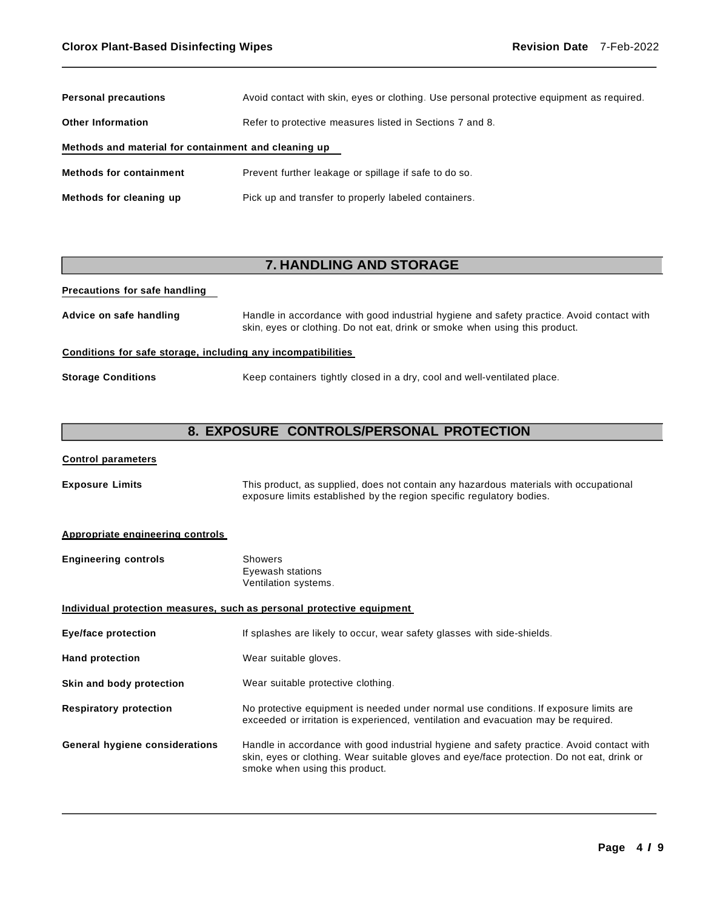| | |
|---|---|
| **Personal precautions** | Avoid contact with skin, eyes or clothing. Use personal protective equipment as required. |
| **Other Information** | Refer to protective measures listed in Sections 7 and 8. |

**Methods and material for containment and cleaning up**

| | |
|---|---|
| **Methods for containment** | Prevent further leakage or spillage if safe to do so. |
| **Methods for cleaning up** | Pick up and transfer to properly labeled containers. |

## 7. HANDLING AND STORAGE

**Precautions for safe handling**

| | |
|---|---|
| **Advice on safe handling** | Handle in accordance with good industrial hygiene and safety practice. Avoid contact with skin, eyes or clothing. Do not eat, drink or smoke when using this product. |

**Conditions for safe storage, including any incompatibilities**

| | |
|---|---|
| **Storage Conditions** | Keep containers tightly closed in a dry, cool and well-ventilated place. |

## 8. EXPOSURE CONTROLS/PERSONAL PROTECTION

**Control parameters**

| | |
|---|---|
| **Exposure Limits** | This product, as supplied, does not contain any hazardous materials with occupational exposure limits established by the region specific regulatory bodies. |

**Appropriate engineering controls**

| | |
|---|---|
| **Engineering controls** | Showers<br>Eyewash stations<br>Ventilation systems. |

**Individual protection measures, such as personal protective equipment**

| | |
|---|---|
| **Eye/face protection** | If splashes are likely to occur, wear safety glasses with side-shields. |
| **Hand protection** | Wear suitable gloves. |
| **Skin and body protection** | Wear suitable protective clothing. |
| **Respiratory protection** | No protective equipment is needed under normal use conditions. If exposure limits are exceeded or irritation is experienced, ventilation and evacuation may be required. |
| **General hygiene considerations** | Handle in accordance with good industrial hygiene and safety practice. Avoid contact with skin, eyes or clothing. Wear suitable gloves and eye/face protection. Do not eat, drink or smoke when using this product. |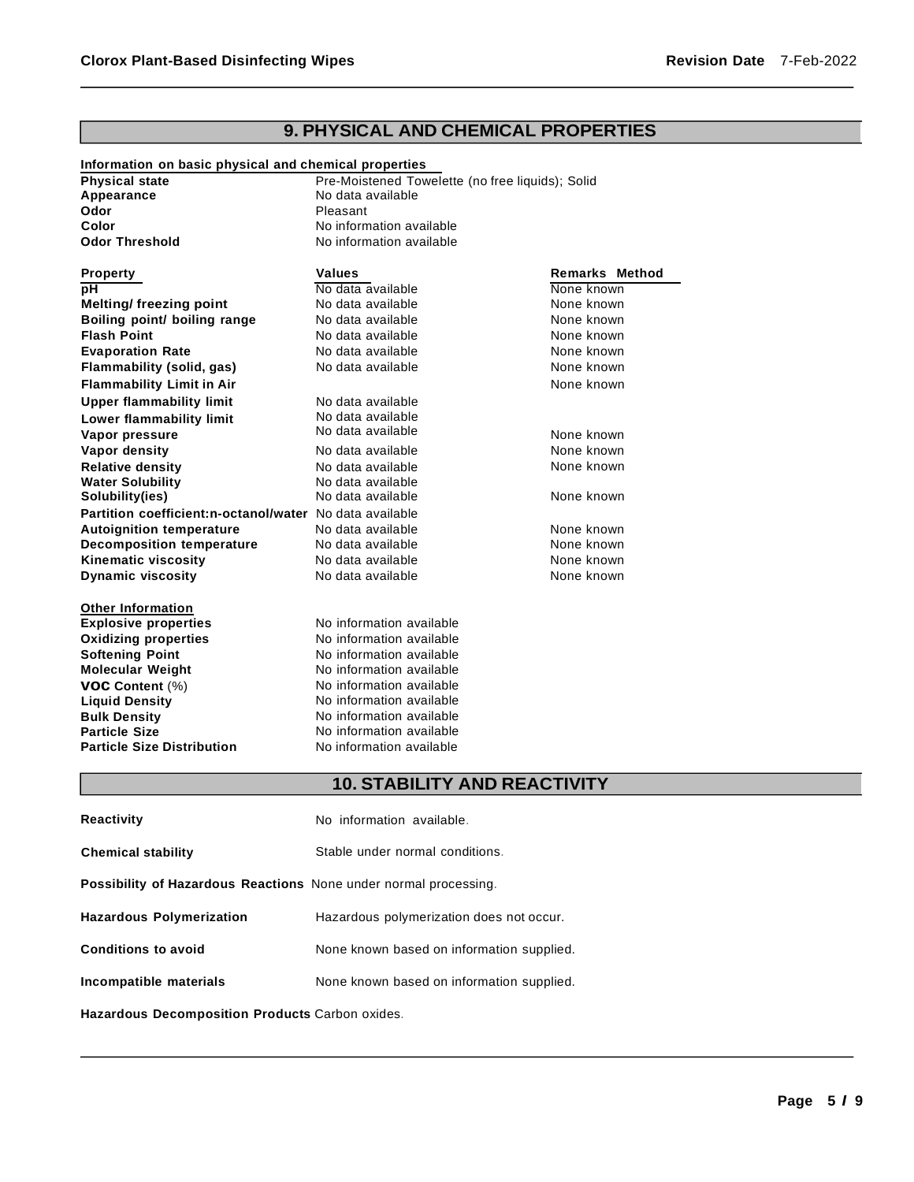## 9. PHYSICAL AND CHEMICAL PROPERTIES

**Information on basic physical and chemical properties**

| | |
|---|---|
| **Physical state** | Pre-Moistened Towelette (no free liquids); Solid |
| **Appearance** | No data available |
| **Odor** | Pleasant |
| **Color** | No information available |
| **Odor Threshold** | No information available |

| Property | Values | Remarks Method |
|---|---|---|
| **pH** | No data available | None known |
| **Melting/ freezing point** | No data available | None known |
| **Boiling point/ boiling range** | No data available | None known |
| **Flash Point** | No data available | None known |
| **Evaporation Rate** | No data available | None known |
| **Flammability (solid, gas)** | No data available | None known |
| **Flammability Limit in Air** | | None known |
| **Upper flammability limit** | No data available | |
| **Lower flammability limit** | No data available | |
| **Vapor pressure** | No data available | None known |
| **Vapor density** | No data available | None known |
| **Relative density** | No data available | None known |
| **Water Solubility** | No data available | |
| **Solubility(ies)** | No data available | None known |
| **Partition coefficient:n-octanol/water** | No data available | |
| **Autoignition temperature** | No data available | None known |
| **Decomposition temperature** | No data available | None known |
| **Kinematic viscosity** | No data available | None known |
| **Dynamic viscosity** | No data available | None known |

**Other Information**

| | |
|---|---|
| **Explosive properties** | No information available |
| **Oxidizing properties** | No information available |
| **Softening Point** | No information available |
| **Molecular Weight** | No information available |
| **VOC Content** (%) | No information available |
| **Liquid Density** | No information available |
| **Bulk Density** | No information available |
| **Particle Size** | No information available |
| **Particle Size Distribution** | No information available |

## 10. STABILITY AND REACTIVITY

**Reactivity** No information available.

**Chemical stability** Stable under normal conditions.

**Possibility of Hazardous Reactions** None under normal processing.

**Hazardous Polymerization** Hazardous polymerization does not occur.

**Conditions to avoid** None known based on information supplied.

**Incompatible materials** None known based on information supplied.

**Hazardous Decomposition Products** Carbon oxides.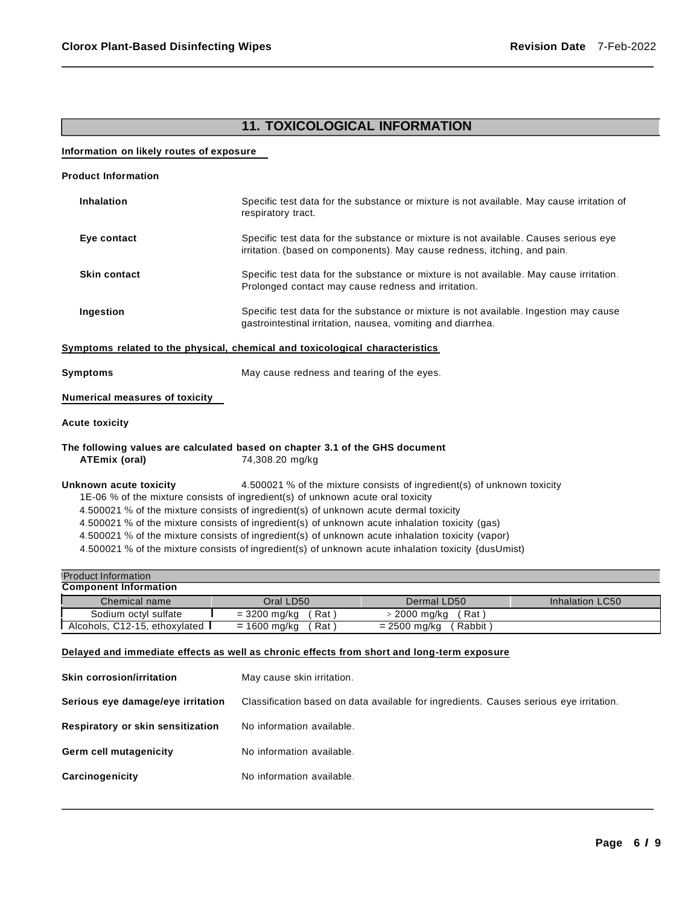## 11. TOXICOLOGICAL INFORMATION

**Information on likely routes of exposure**

**Product Information**

| | |
|---|---|
| **Inhalation** | Specific test data for the substance or mixture is not available. May cause irritation of respiratory tract. |
| **Eye contact** | Specific test data for the substance or mixture is not available. Causes serious eye irritation. (based on components). May cause redness, itching, and pain. |
| **Skin contact** | Specific test data for the substance or mixture is not available. May cause irritation. Prolonged contact may cause redness and irritation. |
| **Ingestion** | Specific test data for the substance or mixture is not available. Ingestion may cause gastrointestinal irritation, nausea, vomiting and diarrhea. |

**Symptoms related to the physical, chemical and toxicological characteristics**

**Symptoms** May cause redness and tearing of the eyes.

**Numerical measures of toxicity**

**Acute toxicity**

**The following values are calculated based on chapter 3.1 of the GHS document**

**ATEmix (oral)** 74,308.20 mg/kg

**Unknown acute toxicity** 4.500021 % of the mixture consists of ingredient(s) of unknown toxicity

1E-06 % of the mixture consists of ingredient(s) of unknown acute oral toxicity
4.500021 % of the mixture consists of ingredient(s) of unknown acute dermal toxicity
4.500021 % of the mixture consists of ingredient(s) of unknown acute inhalation toxicity (gas)
4.500021 % of the mixture consists of ingredient(s) of unknown acute inhalation toxicity (vapor)
4.500021 % of the mixture consists of ingredient(s) of unknown acute inhalation toxicity {dusUmist)

Product Information

**Component Information**

| Chemical name | Oral LD50 | Dermal LD50 | Inhalation LC50 |
|---|---|---|---|
| Sodium octyl sulfate | = 3200 mg/kg ( Rat ) | > 2000 mg/kg ( Rat ) | |
| Alcohols, C12-15, ethoxylated | = 1600 mg/kg ( Rat ) | = 2500 mg/kg ( Rabbit ) | |

**Delayed and immediate effects as well as chronic effects from short and long-term exposure**

| | |
|---|---|
| **Skin corrosion/irritation** | May cause skin irritation. |
| **Serious eye damage/eye irritation** | Classification based on data available for ingredients. Causes serious eye irritation. |
| **Respiratory or skin sensitization** | No information available. |
| **Germ cell mutagenicity** | No information available. |
| **Carcinogenicity** | No information available. |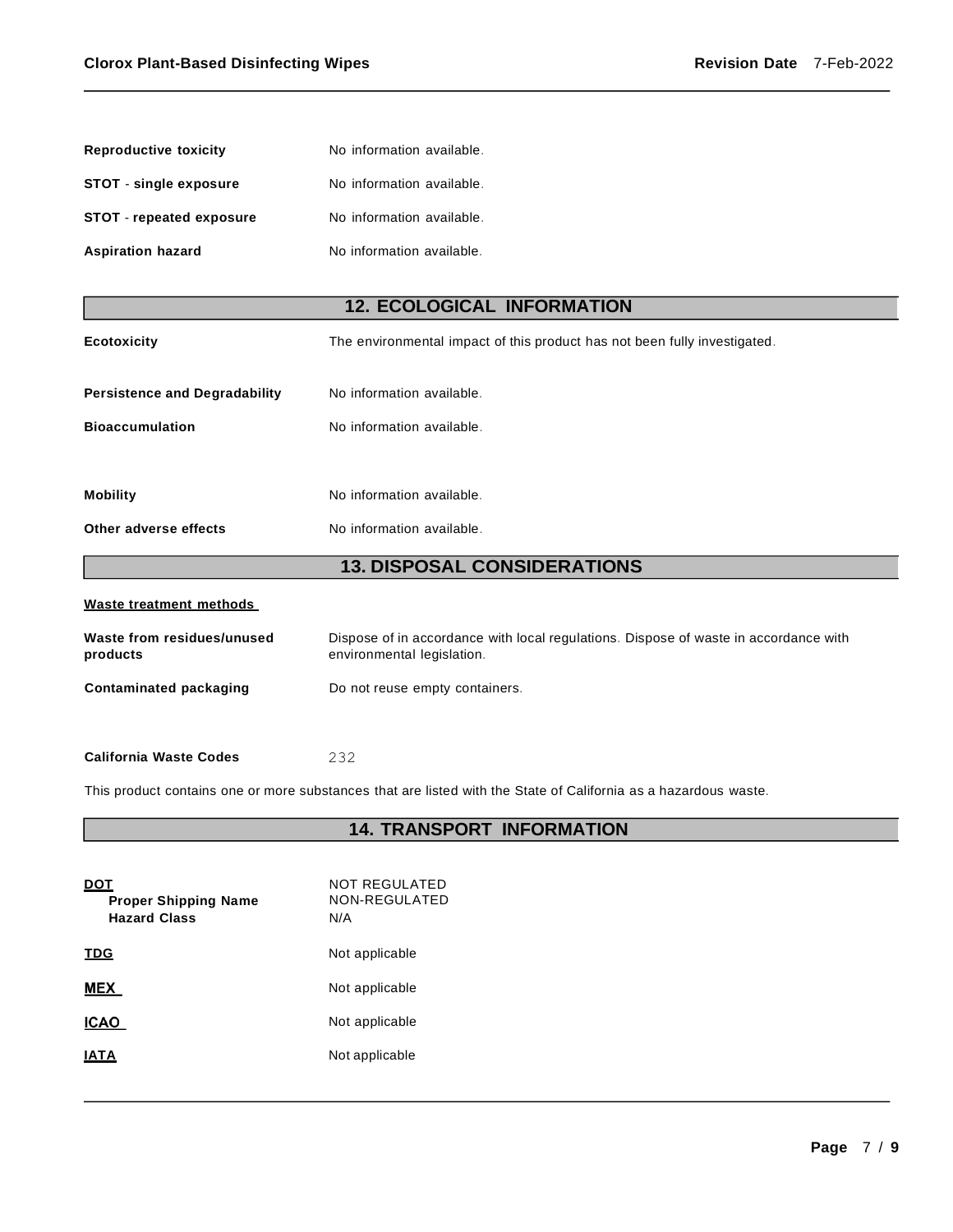| | |
|---|---|
| **Reproductive toxicity** | No information available. |
| **STOT - single exposure** | No information available. |
| **STOT - repeated exposure** | No information available. |
| **Aspiration hazard** | No information available. |

## 12. ECOLOGICAL INFORMATION

| | |
|---|---|
| **Ecotoxicity** | The environmental impact of this product has not been fully investigated. |
| **Persistence and Degradability** | No information available. |
| **Bioaccumulation** | No information available. |
| **Mobility** | No information available. |
| **Other adverse effects** | No information available. |

## 13. DISPOSAL CONSIDERATIONS

**Waste treatment methods**

| | |
|---|---|
| **Waste from residues/unused products** | Dispose of in accordance with local regulations. Dispose of waste in accordance with environmental legislation. |
| **Contaminated packaging** | Do not reuse empty containers. |
| **California Waste Codes** | 232 |

This product contains one or more substances that are listed with the State of California as a hazardous waste.

## 14. TRANSPORT INFORMATION

**DOT** — NOT REGULATED

| | |
|---|---|
| **Proper Shipping Name** | NON-REGULATED |
| **Hazard Class** | N/A |

| | |
|---|---|
| **TDG** | Not applicable |
| **MEX** | Not applicable |
| **ICAO** | Not applicable |
| **IATA** | Not applicable |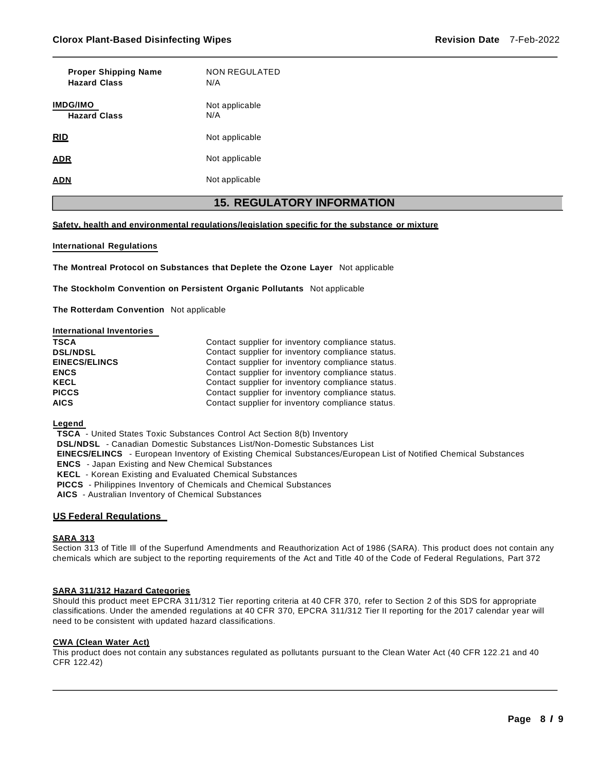| | |
|---|---|
| **Proper Shipping Name** | NON REGULATED |
| **Hazard Class** | N/A |

| | |
|---|---|
| **IMDG/IMO** | Not applicable |
| **Hazard Class** | N/A |

**RID** Not applicable

**ADR** Not applicable

**ADN** Not applicable

## 15. REGULATORY INFORMATION

**Safety, health and environmental regulations/legislation specific for the substance or mixture**

**International Regulations**

**The Montreal Protocol on Substances that Deplete the Ozone Layer** Not applicable

**The Stockholm Convention on Persistent Organic Pollutants** Not applicable

**The Rotterdam Convention** Not applicable

**International Inventories**

| | |
|---|---|
| **TSCA** | Contact supplier for inventory compliance status. |
| **DSL/NDSL** | Contact supplier for inventory compliance status. |
| **EINECS/ELINCS** | Contact supplier for inventory compliance status. |
| **ENCS** | Contact supplier for inventory compliance status. |
| **KECL** | Contact supplier for inventory compliance status. |
| **PICCS** | Contact supplier for inventory compliance status. |
| **AICS** | Contact supplier for inventory compliance status. |

**Legend**

**TSCA** - United States Toxic Substances Control Act Section 8(b) Inventory
**DSL/NDSL** - Canadian Domestic Substances List/Non-Domestic Substances List
**EINECS/ELINCS** - European Inventory of Existing Chemical Substances/European List of Notified Chemical Substances
**ENCS** - Japan Existing and New Chemical Substances
**KECL** - Korean Existing and Evaluated Chemical Substances
**PICCS** - Philippines Inventory of Chemicals and Chemical Substances
**AICS** - Australian Inventory of Chemical Substances

### US Federal Regulations

**SARA 313**

Section 313 of Title III of the Superfund Amendments and Reauthorization Act of 1986 (SARA). This product does not contain any chemicals which are subject to the reporting requirements of the Act and Title 40 of the Code of Federal Regulations, Part 372

**SARA 311/312 Hazard Categories**

Should this product meet EPCRA 311/312 Tier reporting criteria at 40 CFR 370, refer to Section 2 of this SDS for appropriate classifications. Under the amended regulations at 40 CFR 370, EPCRA 311/312 Tier II reporting for the 2017 calendar year will need to be consistent with updated hazard classifications.

**CWA (Clean Water Act)**

This product does not contain any substances regulated as pollutants pursuant to the Clean Water Act (40 CFR 122.21 and 40 CFR 122.42)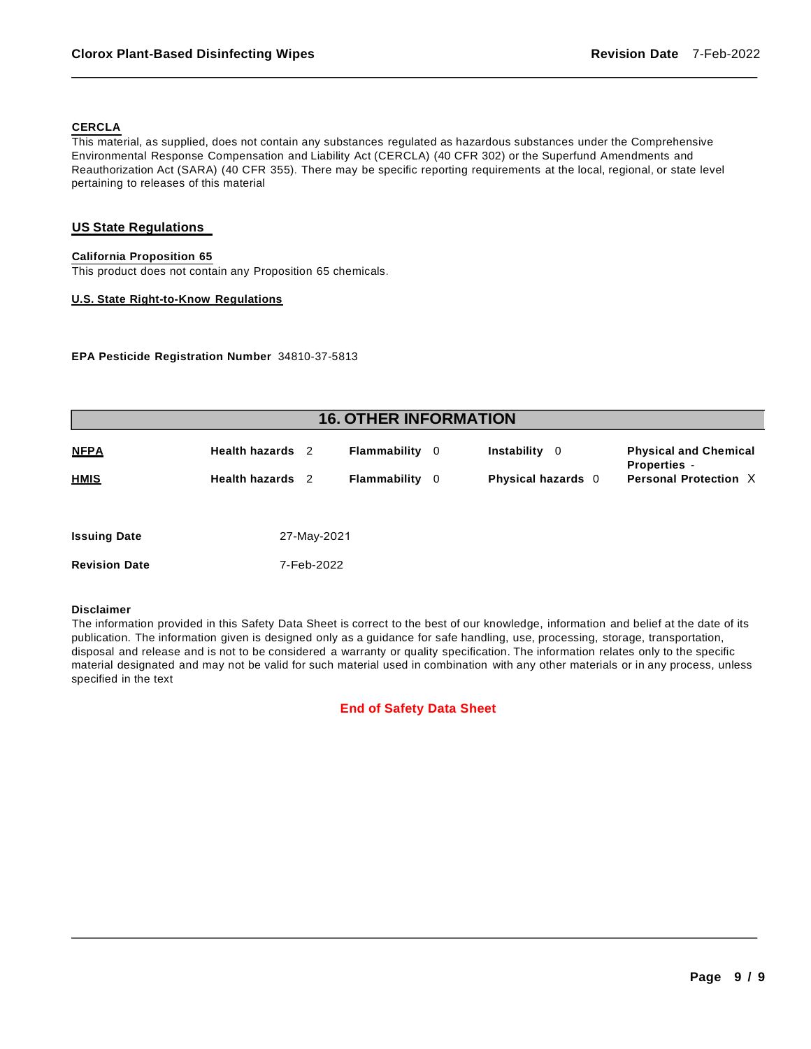**CERCLA**

This material, as supplied, does not contain any substances regulated as hazardous substances under the Comprehensive Environmental Response Compensation and Liability Act (CERCLA) (40 CFR 302) or the Superfund Amendments and Reauthorization Act (SARA) (40 CFR 355). There may be specific reporting requirements at the local, regional, or state level pertaining to releases of this material

## US State Regulations

**California Proposition 65**

This product does not contain any Proposition 65 chemicals.

**U.S. State Right-to-Know Regulations**

**EPA Pesticide Registration Number** 34810-37-5813

## 16. OTHER INFORMATION

| | | | | |
|---|---|---|---|---|
| **NFPA** | **Health hazards** 2 | **Flammability** 0 | **Instability** 0 | **Physical and Chemical Properties** - |
| **HMIS** | **Health hazards** 2 | **Flammability** 0 | **Physical hazards** 0 | **Personal Protection** X |

**Issuing Date** 27-May-2021

**Revision Date** 7-Feb-2022

**Disclaimer**

The information provided in this Safety Data Sheet is correct to the best of our knowledge, information and belief at the date of its publication. The information given is designed only as a guidance for safe handling, use, processing, storage, transportation, disposal and release and is not to be considered a warranty or quality specification. The information relates only to the specific material designated and may not be valid for such material used in combination with any other materials or in any process, unless specified in the text

**End of Safety Data Sheet**